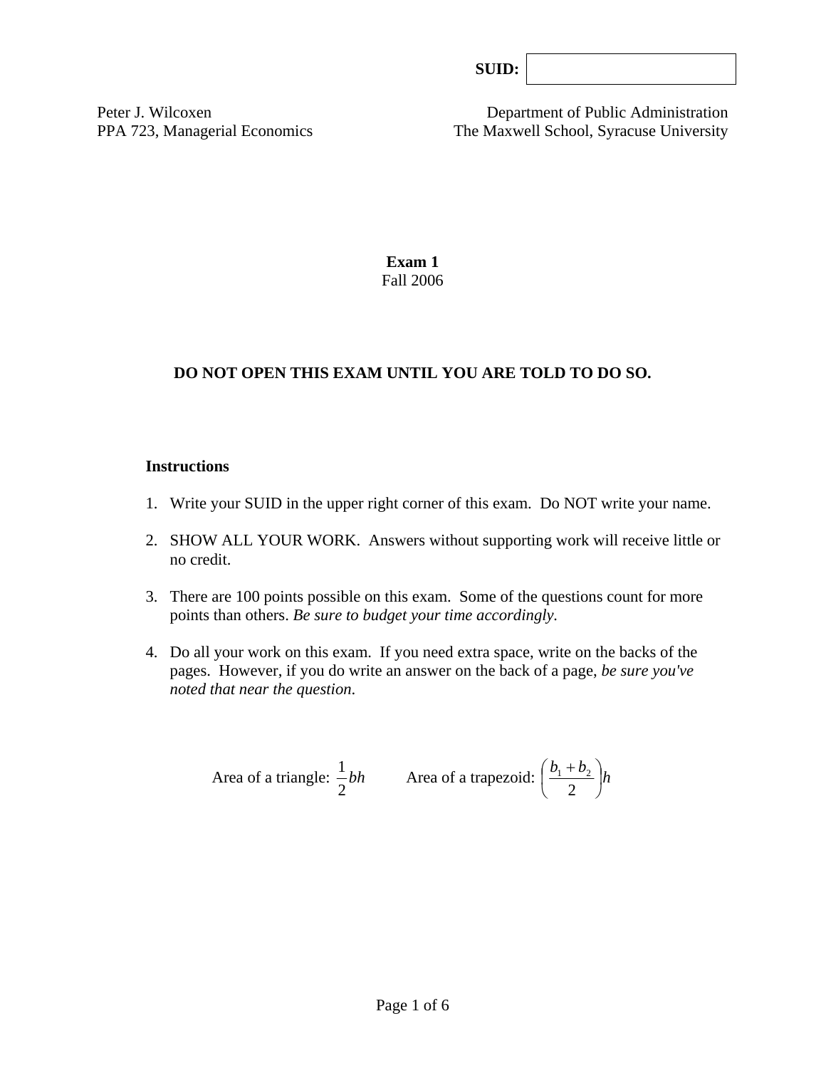**SUID:** 

Peter J. Wilcoxen
PPA 723, Managerial Economics

Department of Public Administration
The Maxwell School, Syracuse University

# Exam 1
Fall 2006

**DO NOT OPEN THIS EXAM UNTIL YOU ARE TOLD TO DO SO.**

**Instructions**

1. Write your SUID in the upper right corner of this exam. Do NOT write your name.
2. SHOW ALL YOUR WORK. Answers without supporting work will receive little or no credit.
3. There are 100 points possible on this exam. Some of the questions count for more points than others. *Be sure to budget your time accordingly*.
4. Do all your work on this exam. If you need extra space, write on the backs of the pages. However, if you do write an answer on the back of a page, *be sure you've noted that near the question*.

Area of a triangle: $\frac{1}{2}bh$ Area of a trapezoid: $\left(\frac{b_1 + b_2}{2}\right)h$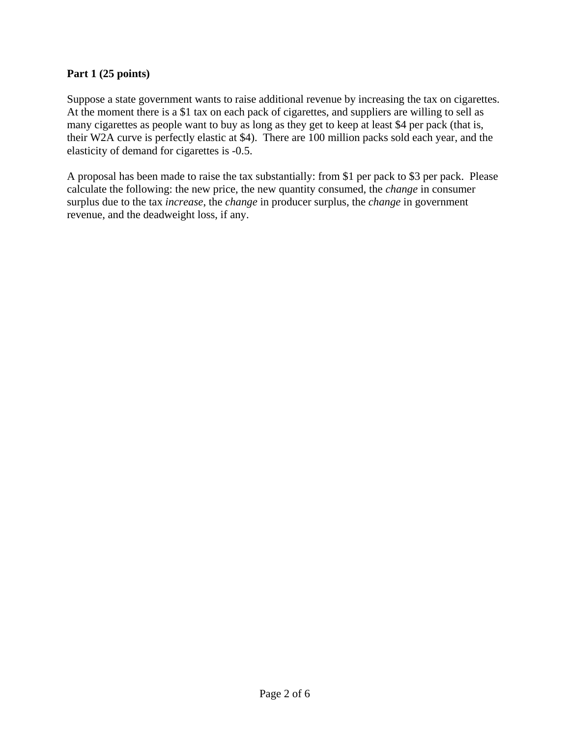**Part 1 (25 points)**

Suppose a state government wants to raise additional revenue by increasing the tax on cigarettes. At the moment there is a $1 tax on each pack of cigarettes, and suppliers are willing to sell as many cigarettes as people want to buy as long as they get to keep at least $4 per pack (that is, their W2A curve is perfectly elastic at $4). There are 100 million packs sold each year, and the elasticity of demand for cigarettes is -0.5.

A proposal has been made to raise the tax substantially: from $1 per pack to $3 per pack. Please calculate the following: the new price, the new quantity consumed, the *change* in consumer surplus due to the tax *increase*, the *change* in producer surplus, the *change* in government revenue, and the deadweight loss, if any.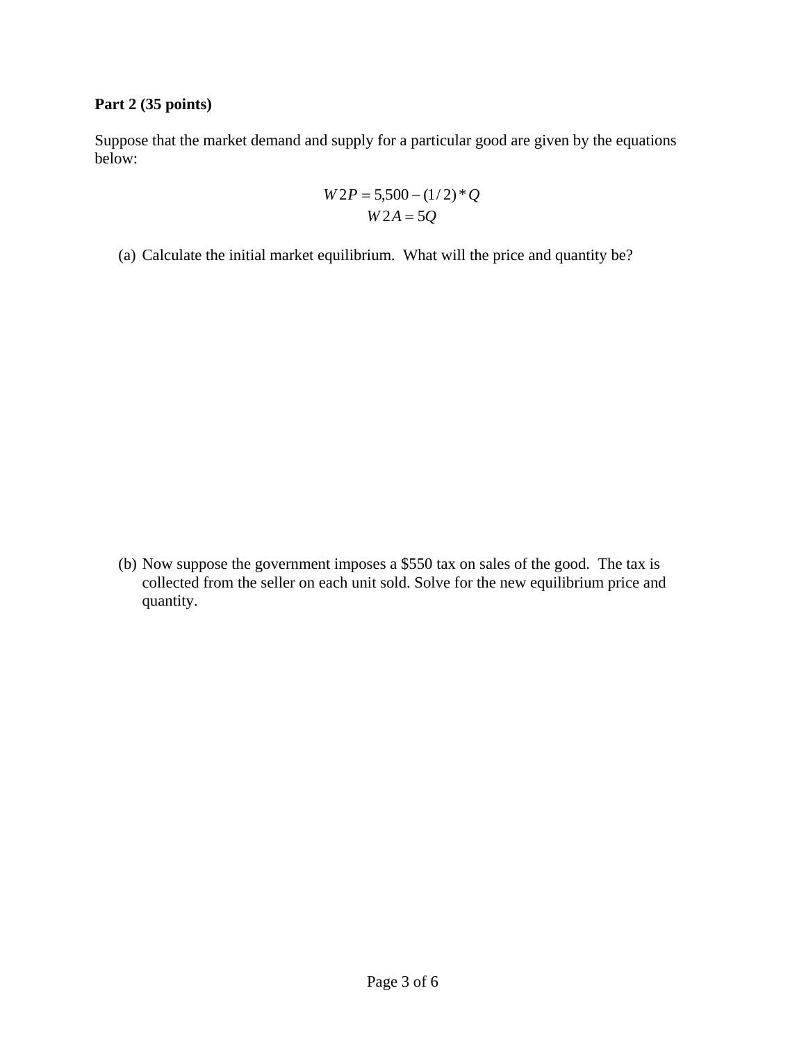**Part 2 (35 points)**

Suppose that the market demand and supply for a particular good are given by the equations below:

$$W2P = 5{,}500 - (1/2) * Q$$
$$W2A = 5Q$$

(a) Calculate the initial market equilibrium. What will the price and quantity be?

(b) Now suppose the government imposes a $550 tax on sales of the good. The tax is collected from the seller on each unit sold. Solve for the new equilibrium price and quantity.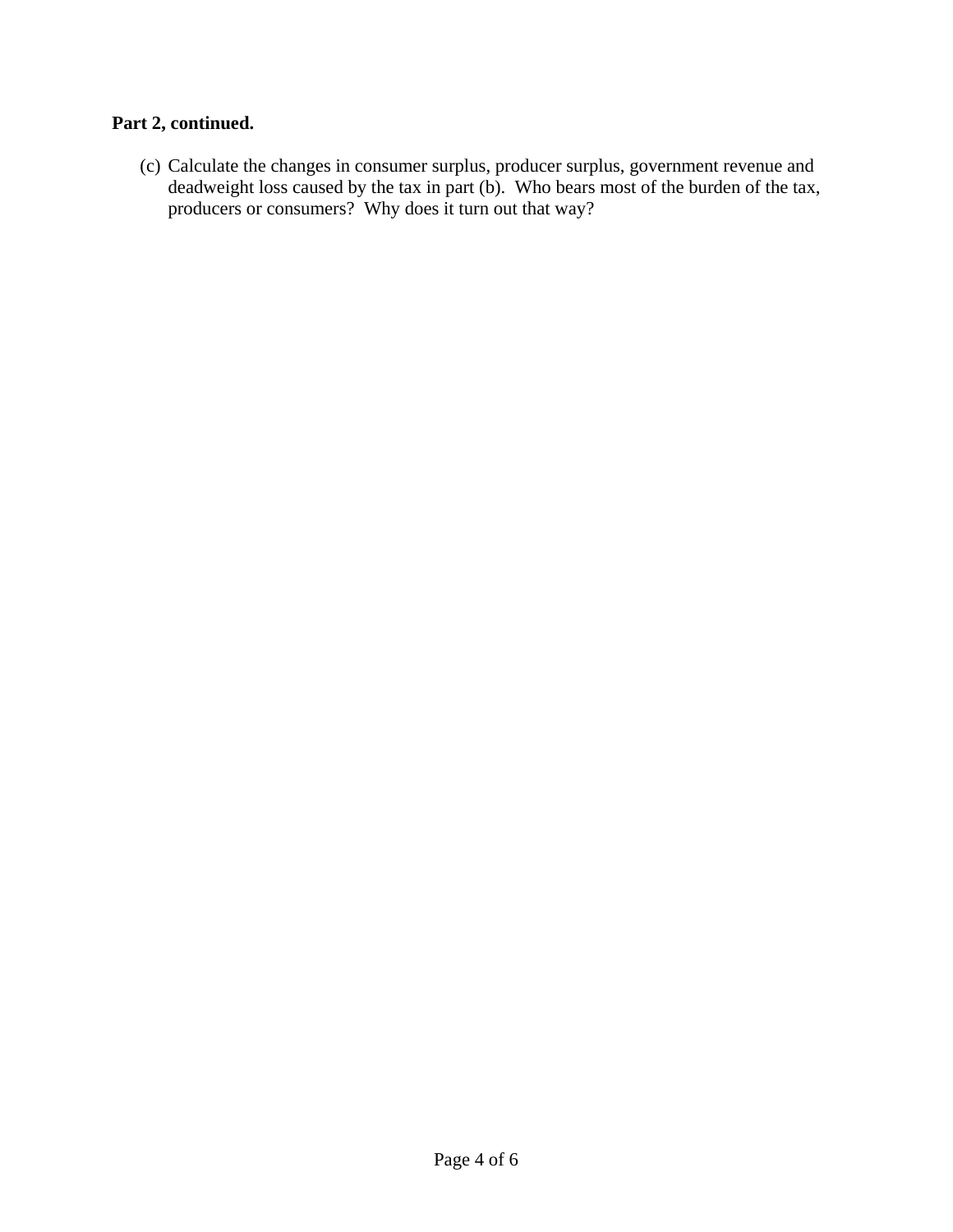**Part 2, continued.**

(c) Calculate the changes in consumer surplus, producer surplus, government revenue and deadweight loss caused by the tax in part (b). Who bears most of the burden of the tax, producers or consumers? Why does it turn out that way?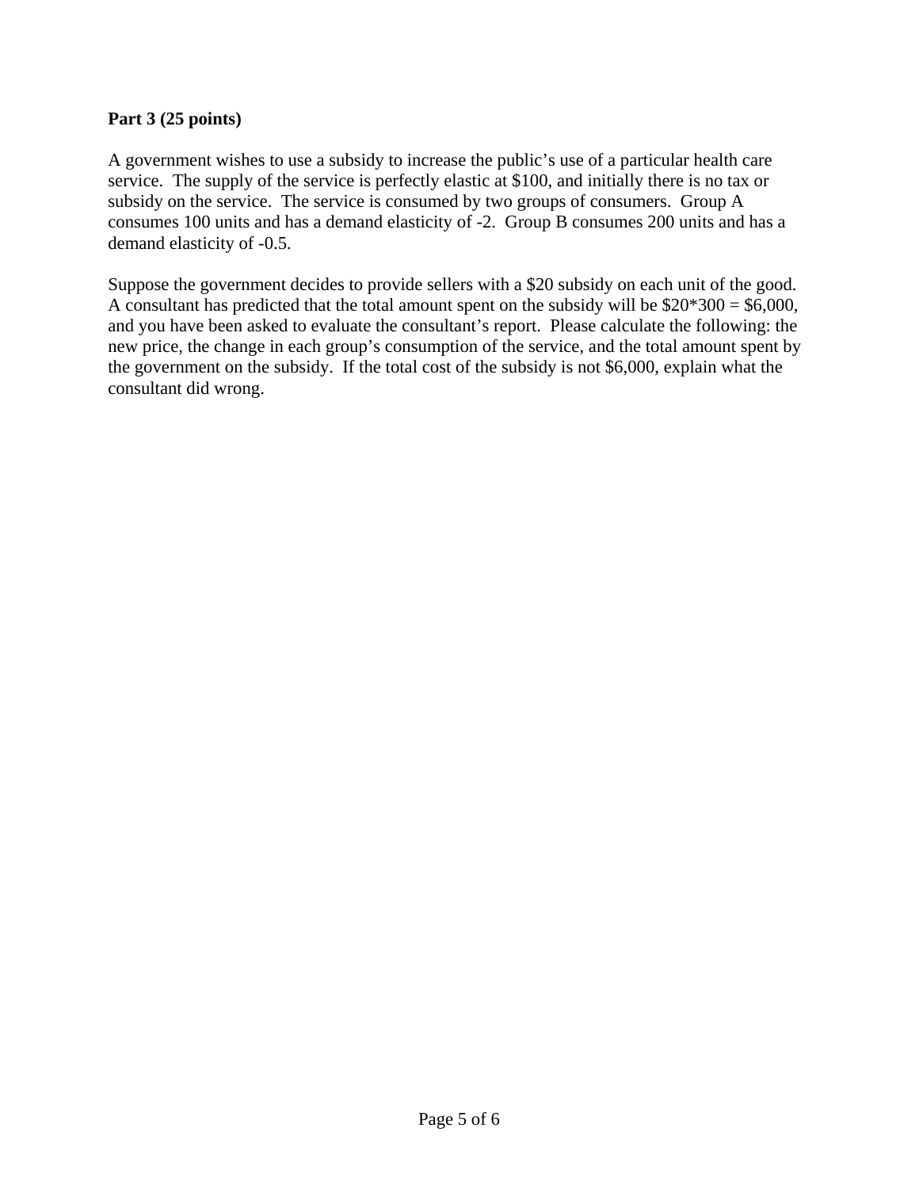**Part 3 (25 points)**

A government wishes to use a subsidy to increase the public's use of a particular health care service. The supply of the service is perfectly elastic at $100, and initially there is no tax or subsidy on the service. The service is consumed by two groups of consumers. Group A consumes 100 units and has a demand elasticity of -2. Group B consumes 200 units and has a demand elasticity of -0.5.

Suppose the government decides to provide sellers with a $20 subsidy on each unit of the good. A consultant has predicted that the total amount spent on the subsidy will be $20*300 = $6,000, and you have been asked to evaluate the consultant's report. Please calculate the following: the new price, the change in each group's consumption of the service, and the total amount spent by the government on the subsidy. If the total cost of the subsidy is not $6,000, explain what the consultant did wrong.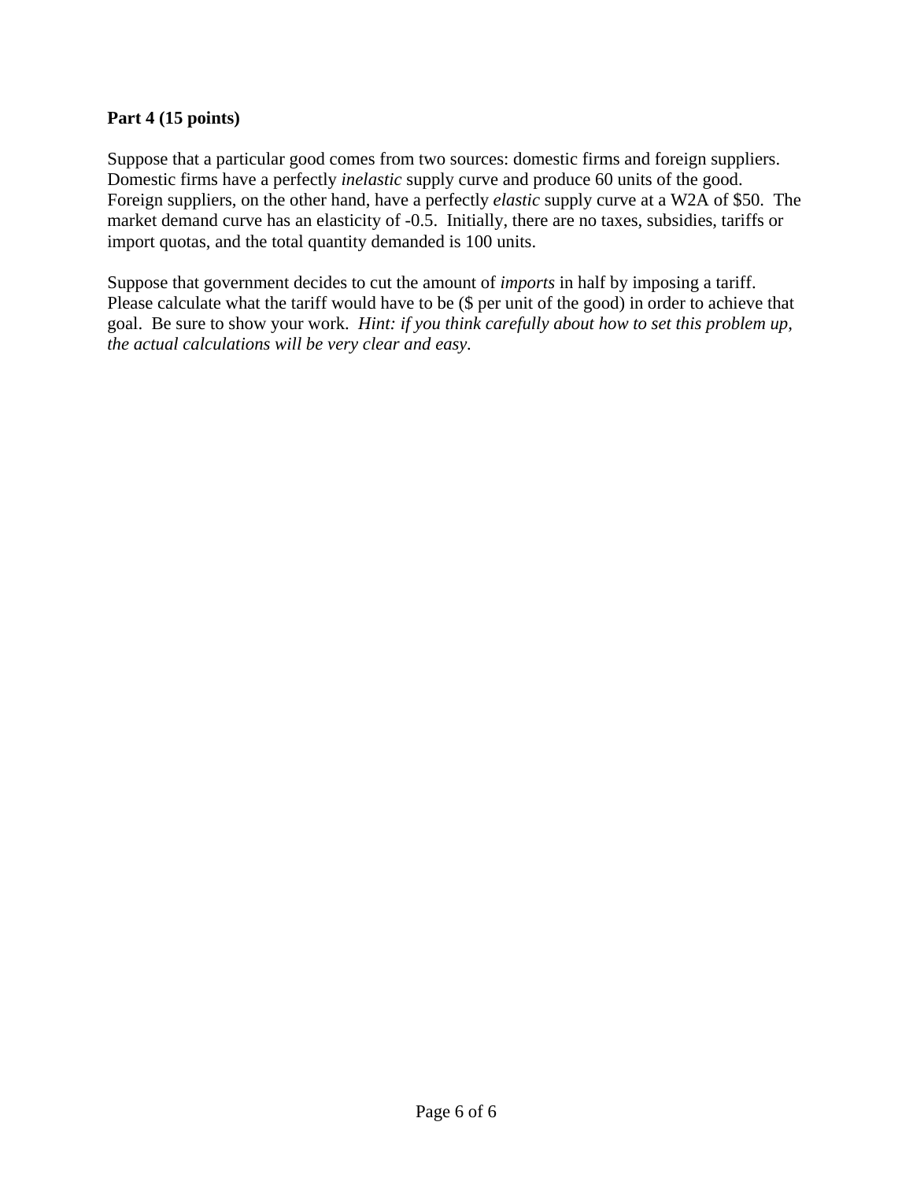**Part 4 (15 points)**

Suppose that a particular good comes from two sources: domestic firms and foreign suppliers. Domestic firms have a perfectly *inelastic* supply curve and produce 60 units of the good. Foreign suppliers, on the other hand, have a perfectly *elastic* supply curve at a W2A of $50. The market demand curve has an elasticity of -0.5. Initially, there are no taxes, subsidies, tariffs or import quotas, and the total quantity demanded is 100 units.

Suppose that government decides to cut the amount of *imports* in half by imposing a tariff. Please calculate what the tariff would have to be ($ per unit of the good) in order to achieve that goal. Be sure to show your work. *Hint: if you think carefully about how to set this problem up, the actual calculations will be very clear and easy.*